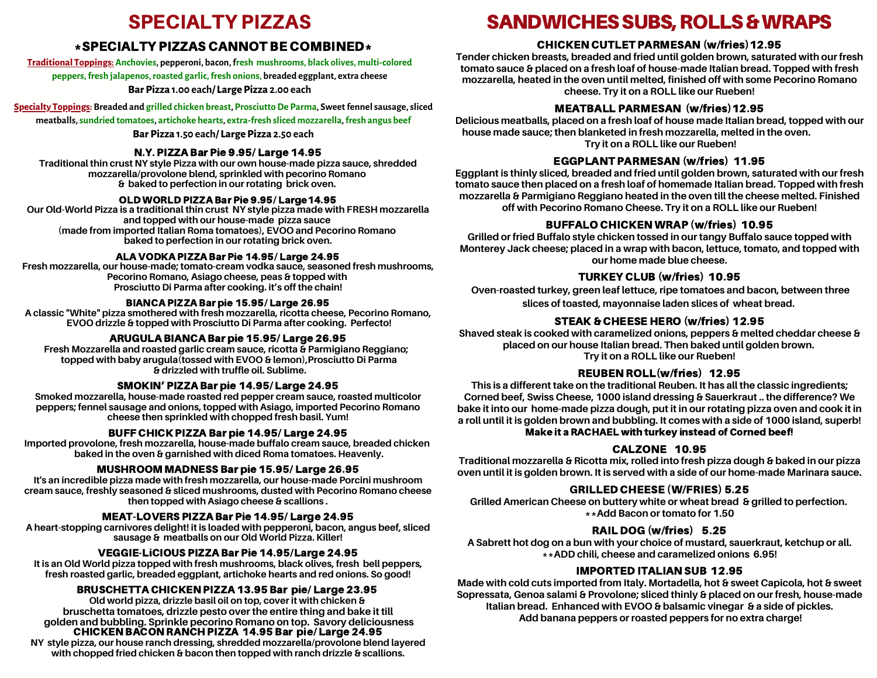# SPECIALTY PIZZAS

## *SPECIALTY PIZZAS CANNOT BE COMBINED*

**Traditional Toppings:** Anchovies, pepperoni, bacon, fresh mushrooms, black olives, multi-colored peppers, fresh jalapenos, roasted garlic, fresh onions, breaded eggplant, extra cheese

**Bar Pizza 1.00 each/ Large Pizza 2.00 each**

**Specialty Toppings:** Breaded and grilled chicken breast, Prosciutto De Parma, Sweet fennel sausage, sliced meatballs, sundried tomatoes, artichoke hearts, extra-fresh sliced mozzarella, fresh angus beef

**Bar Pizza 1.50 each/ Large Pizza 2.50 each**

### N.Y. PIZZA Bar Pie 9.95/ Large 14.95

Traditional thin crust NY style Pizza with our own house-made pizza sauce, shredded mozzarella/provolone blend, sprinkled with pecorino Romano & baked to perfection in our rotating brick oven.

### OLD WORLD PIZZA Bar Pie 9.95/ Large 14.95

Our Old-World Pizza is a traditional thin crust NY style pizza made with FRESH mozzarella and topped with our house-made pizza sauce (made from imported Italian Roma tomatoes), EVOO and Pecorino Romano baked to perfection in our rotating brick oven.

### ALA VODKA PIZZA Bar Pie 14.95/ Large 24.95

Fresh mozzarella, our house-made; tomato-cream vodka sauce, seasoned fresh mushrooms, Pecorino Romano, Asiago cheese, peas & topped with Prosciutto Di Parma after cooking. it's off the chain!

### BIANCA PIZZA Bar pie 15.95/ Large 26.95

A classic "White" pizza smothered with fresh mozzarella, ricotta cheese, Pecorino Romano, EVOO drizzle & topped with Prosciutto Di Parma after cooking. Perfecto!

### ARUGULA BIANCA Bar pie 15.95/ Large 26.95

Fresh Mozzarella and roasted garlic cream sauce, ricotta & Parmigiano Reggiano; topped with baby arugula(tossed with EVOO & lemon),Prosciutto Di Parma & drizzled with truffle oil. Sublime.

### SMOKIN' PIZZA Bar pie 14.95/ Large 24.95

Smoked mozzarella, house-made roasted red pepper cream sauce, roasted multicolor peppers; fennel sausage and onions, topped with Asiago, imported Pecorino Romano cheese then sprinkled with chopped fresh basil. Yum!

### BUFF CHICK PIZZA Bar pie 14.95/ Large 24.95

Imported provolone, fresh mozzarella, house-made buffalo cream sauce, breaded chicken baked in the oven & garnished with diced Roma tomatoes. Heavenly.

### MUSHROOM MADNESS Bar pie 15.95/ Large 26.95

It's an incredible pizza made with fresh mozzarella, our house-made Porcini mushroom cream sauce, freshly seasoned & sliced mushrooms, dusted with Pecorino Romano cheese then topped with Asiago cheese & scallions .

### MEAT-LOVERS PIZZA Bar Pie 14.95/ Large 24.95

A heart-stopping carnivores delight! it is loaded with pepperoni, bacon, angus beef, sliced sausage & meatballs on our Old World Pizza. Killer!

### VEGGIE-LiCIOUS PIZZA Bar Pie 14.95/Large 24.95

It is an Old World pizza topped with fresh mushrooms, black olives, fresh bell peppers, fresh roasted garlic, breaded eggplant, artichoke hearts and red onions. So good!

### BRUSCHETTA CHICKEN PIZZA 13.95 Bar pie/ Large 23.95

Old world pizza, drizzle basil oil on top, cover it with chicken & bruschetta tomatoes, drizzle pesto over the entire thing and bake it till golden and bubbling. Sprinkle pecorino Romano on top. Savory deliciousness

### CHICKEN BACON RANCH PIZZA 14.95 Bar pie/ Large 24.95

NY style pizza, our house ranch dressing, shredded mozzarella/provolone blend layered with chopped fried chicken & bacon then topped with ranch drizzle & scallions.

# SANDWICHES SUBS, ROLLS & WRAPS

### CHICKEN CUTLET PARMESAN (w/fries) 12.95

Tender chicken breasts, breaded and fried until golden brown, saturated with our fresh tomato sauce & placed on a fresh loaf of house-made Italian bread. Topped with fresh mozzarella, heated in the oven until melted, finished off with some Pecorino Romano cheese. Try it on a ROLL like our Rueben!

### MEATBALL PARMESAN (w/fries) 12.95

Delicious meatballs, placed on a fresh loaf of house made Italian bread, topped with our house made sauce; then blanketed in fresh mozzarella, melted in the oven. Try it on a ROLL like our Rueben!

### EGGPLANT PARMESAN (w/fries) 11.95

Eggplant is thinly sliced, breaded and fried until golden brown, saturated with our fresh tomato sauce then placed on a fresh loaf of homemade Italian bread. Topped with fresh mozzarella & Parmigiano Reggiano heated in the oven till the cheese melted. Finished off with Pecorino Romano Cheese. Try it on a ROLL like our Rueben!

### BUFFALO CHICKEN WRAP (w/fries) 10.95

Grilled or fried Buffalo style chicken tossed in our tangy Buffalo sauce topped with Monterey Jack cheese; placed in a wrap with bacon, lettuce, tomato, and topped with our home made blue cheese.

### TURKEY CLUB (w/fries) 10.95

Oven-roasted turkey, green leaf lettuce, ripe tomatoes and bacon, between three slices of toasted, mayonnaise laden slices of wheat bread.

### STEAK & CHEESE HERO (w/fries) 12.95

Shaved steak is cooked with caramelized onions, peppers & melted cheddar cheese & placed on our house Italian bread. Then baked until golden brown. Try it on a ROLL like our Rueben!

### REUBEN ROLL(w/fries) 12.95

This is a different take on the traditional Reuben. It has all the classic ingredients; Corned beef, Swiss Cheese, 1000 island dressing & Sauerkraut .. the difference? We bake it into our home-made pizza dough, put it in our rotating pizza oven and cook it in a roll until it is golden brown and bubbling. It comes with a side of 1000 island, superb!

**Make it a RACHAEL with turkey instead of Corned beef!**

### CALZONE 10.95

Traditional mozzarella & Ricotta mix, rolled into fresh pizza dough & baked in our pizza oven until it is golden brown. It is served with a side of our home-made Marinara sauce.

### GRILLED CHEESE (W/FRIES) 5.25

Grilled American Cheese on buttery white or wheat bread & grilled to perfection.

**Add Bacon or tomato for 1.50

### RAIL DOG (w/fries) 5.25

A Sabrett hot dog on a bun with your choice of mustard, sauerkraut, ketchup or all.

**ADD chili, cheese and caramelized onions 6.95!

### IMPORTED ITALIAN SUB 12.95

Made with cold cuts imported from Italy. Mortadella, hot & sweet Capicola, hot & sweet Sopressata, Genoa salami & Provolone; sliced thinly & placed on our fresh, house-made Italian bread. Enhanced with EVOO & balsamic vinegar & a side of pickles. Add banana peppers or roasted peppers for no extra charge!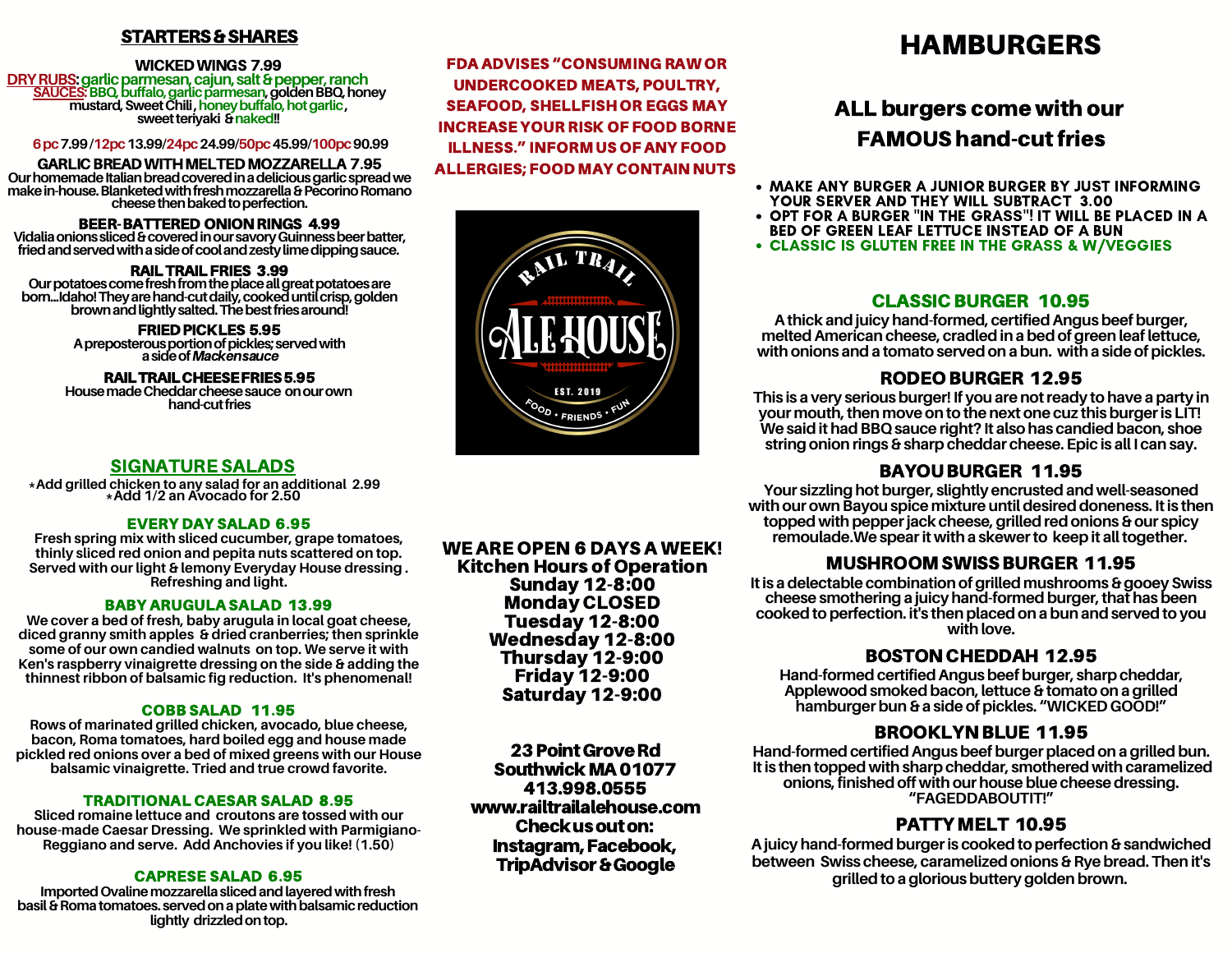## STARTERS & SHARES

### WICKED WINGS 7.99

DRY RUBS: garlic parmesan, cajun, salt & pepper, ranch
SAUCES: BBQ, buffalo, garlic parmesan, golden BBQ, honey mustard, Sweet Chili, honey buffalo, hot garlic, sweet teriyaki & naked!!

6 pc 7.99/12pc 13.99/24pc 24.99/50pc 45.99/100pc 90.99

### GARLIC BREAD WITH MELTED MOZZARELLA 7.95

Our homemade Italian bread covered in a delicious garlic spread we make in-house. Blanketed with fresh mozzarella & Pecorino Romano cheese then baked to perfection.

### BEER-BATTERED ONION RINGS 4.99

Vidalia onions sliced & covered in our savory Guinness beer batter, fried and served with a side of cool and zesty lime dipping sauce.

### RAIL TRAIL FRIES 3.99

Our potatoes come fresh from the place all great potatoes are born...Idaho! They are hand-cut daily, cooked until crisp, golden brown and lightly salted. The best fries around!

### FRIED PICKLES 5.95

A preposterous portion of pickles; served with a side of *Mackensauce*

### RAIL TRAIL CHEESE FRIES 5.95

House made Cheddar cheese sauce on our own hand-cut fries

## SIGNATURE SALADS

*Add grilled chicken to any salad for an additional 2.99
*Add 1/2 an Avocado for 2.50

### EVERY DAY SALAD 6.95

Fresh spring mix with sliced cucumber, grape tomatoes, thinly sliced red onion and pepita nuts scattered on top. Served with our light & lemony Everyday House dressing. Refreshing and light.

### BABY ARUGULA SALAD 13.99

We cover a bed of fresh, baby arugula in local goat cheese, diced granny smith apples & dried cranberries; then sprinkle some of our own candied walnuts on top. We serve it with Ken's raspberry vinaigrette dressing on the side & adding the thinnest ribbon of balsamic fig reduction. It's phenomenal!

### COBB SALAD 11.95

Rows of marinated grilled chicken, avocado, blue cheese, bacon, Roma tomatoes, hard boiled egg and house made pickled red onions over a bed of mixed greens with our House balsamic vinaigrette. Tried and true crowd favorite.

### TRADITIONAL CAESAR SALAD 8.95

Sliced romaine lettuce and croutons are tossed with our house-made Caesar Dressing. We sprinkled with Parmigiano-Reggiano and serve. Add Anchovies if you like! (1.50)

### CAPRESE SALAD 6.95

Imported Ovaline mozzarella sliced and layered with fresh basil & Roma tomatoes. served on a plate with balsamic reduction lightly drizzled on top.

**FDA ADVISES "CONSUMING RAW OR UNDERCOOKED MEATS, POULTRY, SEAFOOD, SHELLFISH OR EGGS MAY INCREASE YOUR RISK OF FOOD BORNE ILLNESS." INFORM US OF ANY FOOD ALLERGIES; FOOD MAY CONTAIN NUTS**

RAIL TRAIL ALE HOUSE
EST. 2019
FOOD • FRIENDS • FUN

**WE ARE OPEN 6 DAYS A WEEK!**

**Kitchen Hours of Operation**
Sunday 12-8:00
Monday CLOSED
Tuesday 12-8:00
Wednesday 12-8:00
Thursday 12-9:00
Friday 12-9:00
Saturday 12-9:00

23 Point Grove Rd
Southwick MA 01077
413.998.0555
www.railtrailalehouse.com
Check us out on:
Instagram, Facebook, TripAdvisor & Google

# HAMBURGERS

## ALL burgers come with our FAMOUS hand-cut fries

- MAKE ANY BURGER A JUNIOR BURGER BY JUST INFORMING YOUR SERVER AND THEY WILL SUBTRACT 3.00
- OPT FOR A BURGER "IN THE GRASS"! IT WILL BE PLACED IN A BED OF GREEN LEAF LETTUCE INSTEAD OF A BUN
- CLASSIC IS GLUTEN FREE IN THE GRASS & W/VEGGIES

### CLASSIC BURGER 10.95

A thick and juicy hand-formed, certified Angus beef burger, melted American cheese, cradled in a bed of green leaf lettuce, with onions and a tomato served on a bun. with a side of pickles.

### RODEO BURGER 12.95

This is a very serious burger! If you are not ready to have a party in your mouth, then move on to the next one cuz this burger is LIT! We said it had BBQ sauce right? It also has candied bacon, shoe string onion rings & sharp cheddar cheese. Epic is all I can say.

### BAYOU BURGER 11.95

Your sizzling hot burger, slightly encrusted and well-seasoned with our own Bayou spice mixture until desired doneness. It is then topped with pepper jack cheese, grilled red onions & our spicy remoulade.We spear it with a skewer to keep it all together.

### MUSHROOM SWISS BURGER 11.95

It is a delectable combination of grilled mushrooms & gooey Swiss cheese smothering a juicy hand-formed burger, that has been cooked to perfection. it's then placed on a bun and served to you with love.

### BOSTON CHEDDAH 12.95

Hand-formed certified Angus beef burger, sharp cheddar, Applewood smoked bacon, lettuce & tomato on a grilled hamburger bun & a side of pickles. "WICKED GOOD!"

### BROOKLYN BLUE 11.95

Hand-formed certified Angus beef burger placed on a grilled bun. It is then topped with sharp cheddar, smothered with caramelized onions, finished off with our house blue cheese dressing. "FAGEDDABOUTIT!"

### PATTY MELT 10.95

A juicy hand-formed burger is cooked to perfection & sandwiched between Swiss cheese, caramelized onions & Rye bread. Then it's grilled to a glorious buttery golden brown.